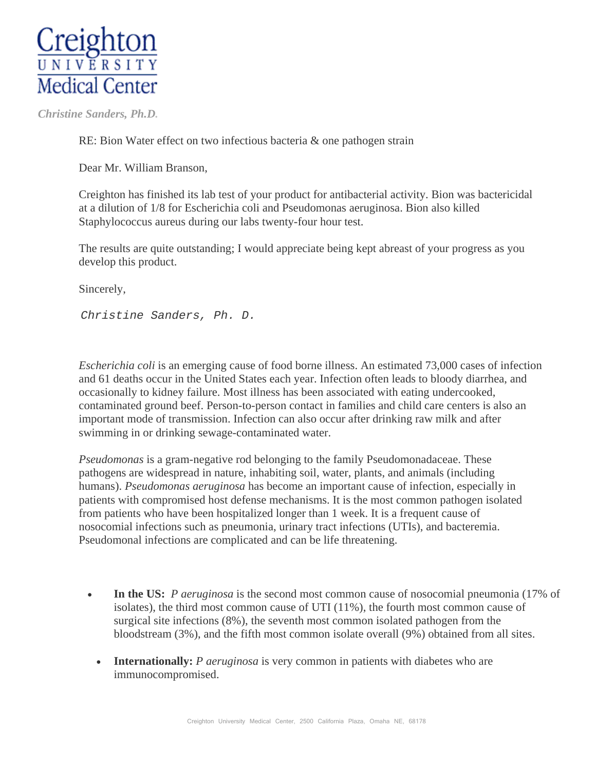Creighton
UNIVERSITY
Medical Center

*Christine Sanders, Ph.D.*

RE: Bion Water effect on two infectious bacteria & one pathogen strain

Dear Mr. William Branson,

Creighton has finished its lab test of your product for antibacterial activity. Bion was bactericidal at a dilution of 1/8 for Escherichia coli and Pseudomonas aeruginosa. Bion also killed Staphylococcus aureus during our labs twenty-four hour test.

The results are quite outstanding; I would appreciate being kept abreast of your progress as you develop this product.

Sincerely,

Christine Sanders, Ph. D.

*Escherichia coli* is an emerging cause of food borne illness. An estimated 73,000 cases of infection and 61 deaths occur in the United States each year. Infection often leads to bloody diarrhea, and occasionally to kidney failure. Most illness has been associated with eating undercooked, contaminated ground beef. Person-to-person contact in families and child care centers is also an important mode of transmission. Infection can also occur after drinking raw milk and after swimming in or drinking sewage-contaminated water.

*Pseudomonas* is a gram-negative rod belonging to the family Pseudomonadaceae. These pathogens are widespread in nature, inhabiting soil, water, plants, and animals (including humans). *Pseudomonas aeruginosa* has become an important cause of infection, especially in patients with compromised host defense mechanisms. It is the most common pathogen isolated from patients who have been hospitalized longer than 1 week. It is a frequent cause of nosocomial infections such as pneumonia, urinary tract infections (UTIs), and bacteremia. Pseudomonal infections are complicated and can be life threatening.

- **In the US:** *P aeruginosa* is the second most common cause of nosocomial pneumonia (17% of isolates), the third most common cause of UTI (11%), the fourth most common cause of surgical site infections (8%), the seventh most common isolated pathogen from the bloodstream (3%), and the fifth most common isolate overall (9%) obtained from all sites.
- **Internationally:** *P aeruginosa* is very common in patients with diabetes who are immunocompromised.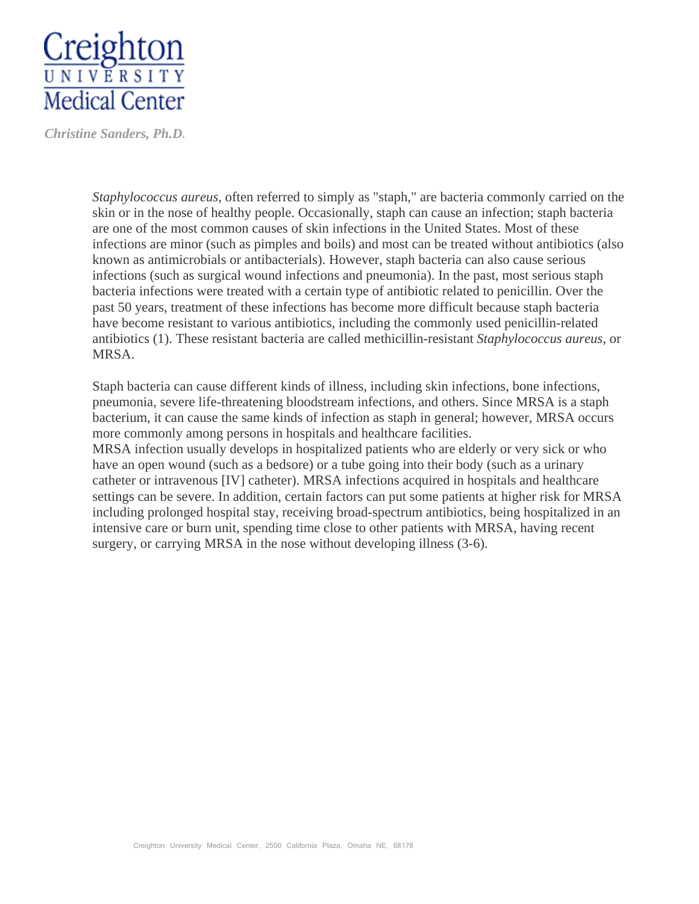Creighton
UNIVERSITY
Medical Center

***Christine Sanders, Ph.D.***

*Staphylococcus aureus*, often referred to simply as "staph," are bacteria commonly carried on the skin or in the nose of healthy people. Occasionally, staph can cause an infection; staph bacteria are one of the most common causes of skin infections in the United States. Most of these infections are minor (such as pimples and boils) and most can be treated without antibiotics (also known as antimicrobials or antibacterials). However, staph bacteria can also cause serious infections (such as surgical wound infections and pneumonia). In the past, most serious staph bacteria infections were treated with a certain type of antibiotic related to penicillin. Over the past 50 years, treatment of these infections has become more difficult because staph bacteria have become resistant to various antibiotics, including the commonly used penicillin-related antibiotics (1). These resistant bacteria are called methicillin-resistant *Staphylococcus aureus*, or MRSA.

Staph bacteria can cause different kinds of illness, including skin infections, bone infections, pneumonia, severe life-threatening bloodstream infections, and others. Since MRSA is a staph bacterium, it can cause the same kinds of infection as staph in general; however, MRSA occurs more commonly among persons in hospitals and healthcare facilities.
MRSA infection usually develops in hospitalized patients who are elderly or very sick or who have an open wound (such as a bedsore) or a tube going into their body (such as a urinary catheter or intravenous [IV] catheter). MRSA infections acquired in hospitals and healthcare settings can be severe. In addition, certain factors can put some patients at higher risk for MRSA including prolonged hospital stay, receiving broad-spectrum antibiotics, being hospitalized in an intensive care or burn unit, spending time close to other patients with MRSA, having recent surgery, or carrying MRSA in the nose without developing illness (3-6).

Creighton University Medical Center, 2500 California Plaza, Omaha NE, 68178